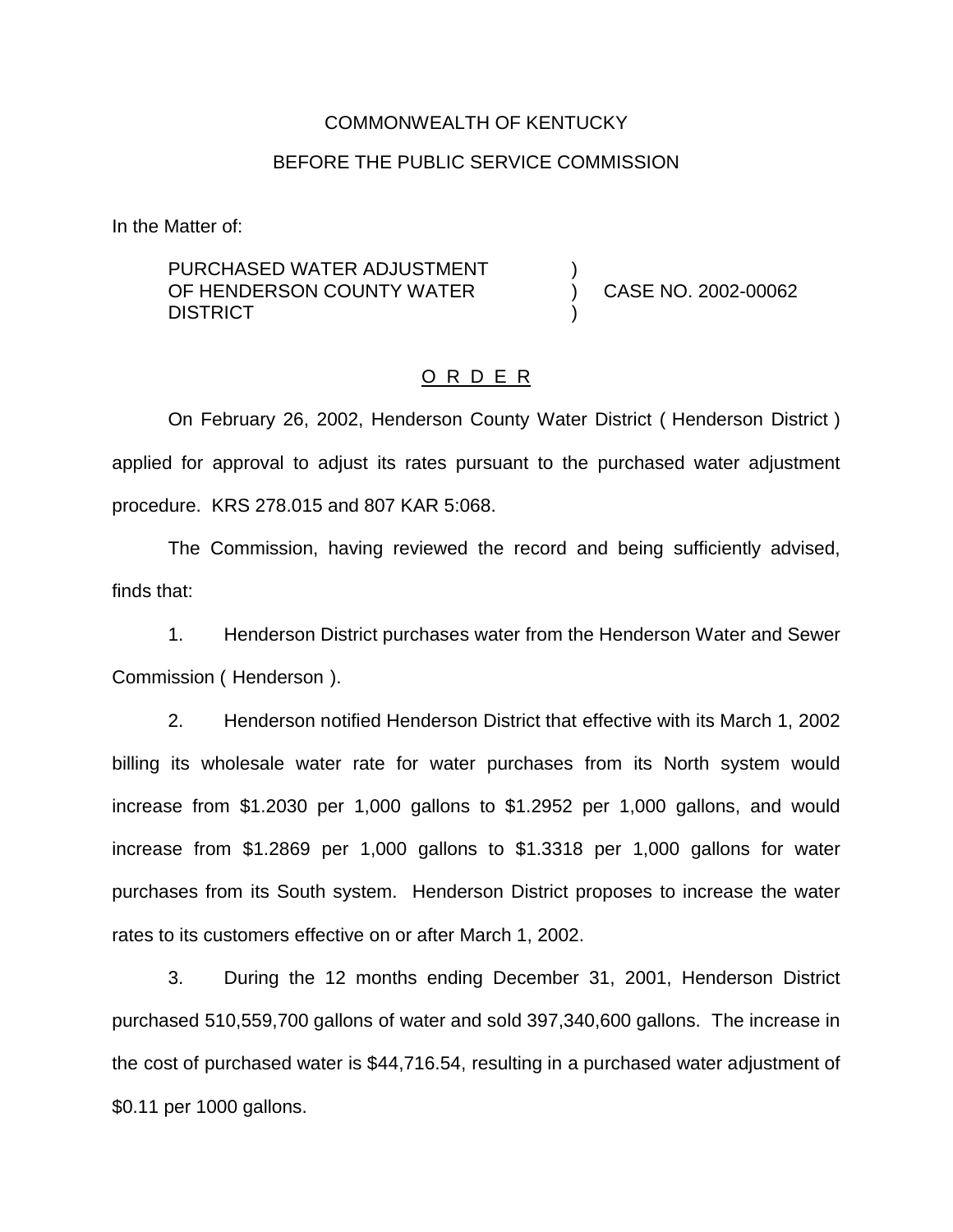COMMONWEALTH OF KENTUCKY

BEFORE THE PUBLIC SERVICE COMMISSION

In the Matter of:

| | | |
|---|---|---|
| PURCHASED WATER ADJUSTMENT OF HENDERSON COUNTY WATER DISTRICT | ) ) ) | CASE NO. 2002-00062 |

O R D E R

On February 26, 2002, Henderson County Water District ( Henderson District ) applied for approval to adjust its rates pursuant to the purchased water adjustment procedure. KRS 278.015 and 807 KAR 5:068.

The Commission, having reviewed the record and being sufficiently advised, finds that:

1. Henderson District purchases water from the Henderson Water and Sewer Commission ( Henderson ).

2. Henderson notified Henderson District that effective with its March 1, 2002 billing its wholesale water rate for water purchases from its North system would increase from $1.2030 per 1,000 gallons to $1.2952 per 1,000 gallons, and would increase from $1.2869 per 1,000 gallons to $1.3318 per 1,000 gallons for water purchases from its South system. Henderson District proposes to increase the water rates to its customers effective on or after March 1, 2002.

3. During the 12 months ending December 31, 2001, Henderson District purchased 510,559,700 gallons of water and sold 397,340,600 gallons. The increase in the cost of purchased water is $44,716.54, resulting in a purchased water adjustment of $0.11 per 1000 gallons.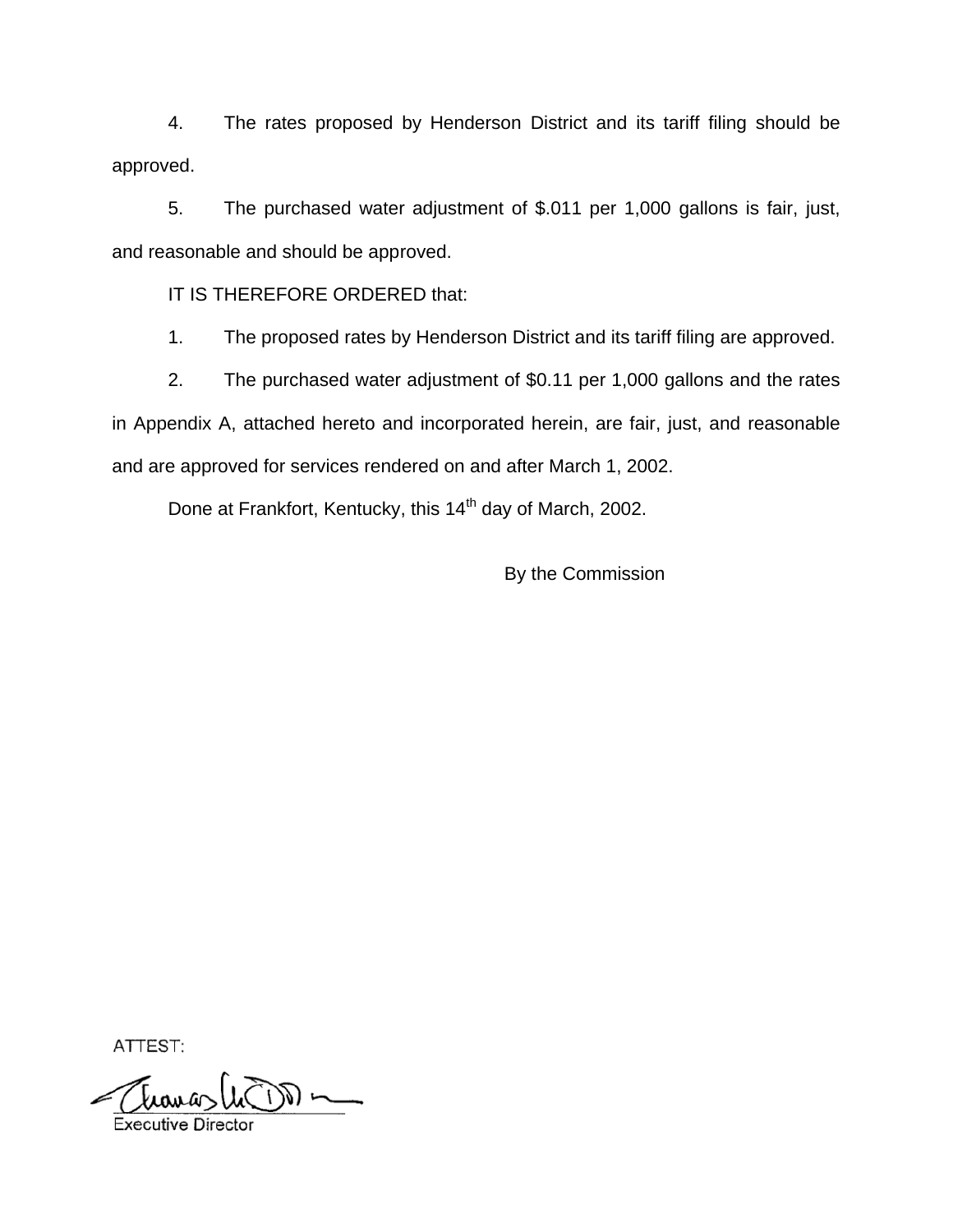4. The rates proposed by Henderson District and its tariff filing should be approved.

5. The purchased water adjustment of $.011 per 1,000 gallons is fair, just, and reasonable and should be approved.

IT IS THEREFORE ORDERED that:

1. The proposed rates by Henderson District and its tariff filing are approved.

2. The purchased water adjustment of $0.11 per 1,000 gallons and the rates in Appendix A, attached hereto and incorporated herein, are fair, just, and reasonable and are approved for services rendered on and after March 1, 2002.

Done at Frankfort, Kentucky, this 14th day of March, 2002.

By the Commission

ATTEST:

Executive Director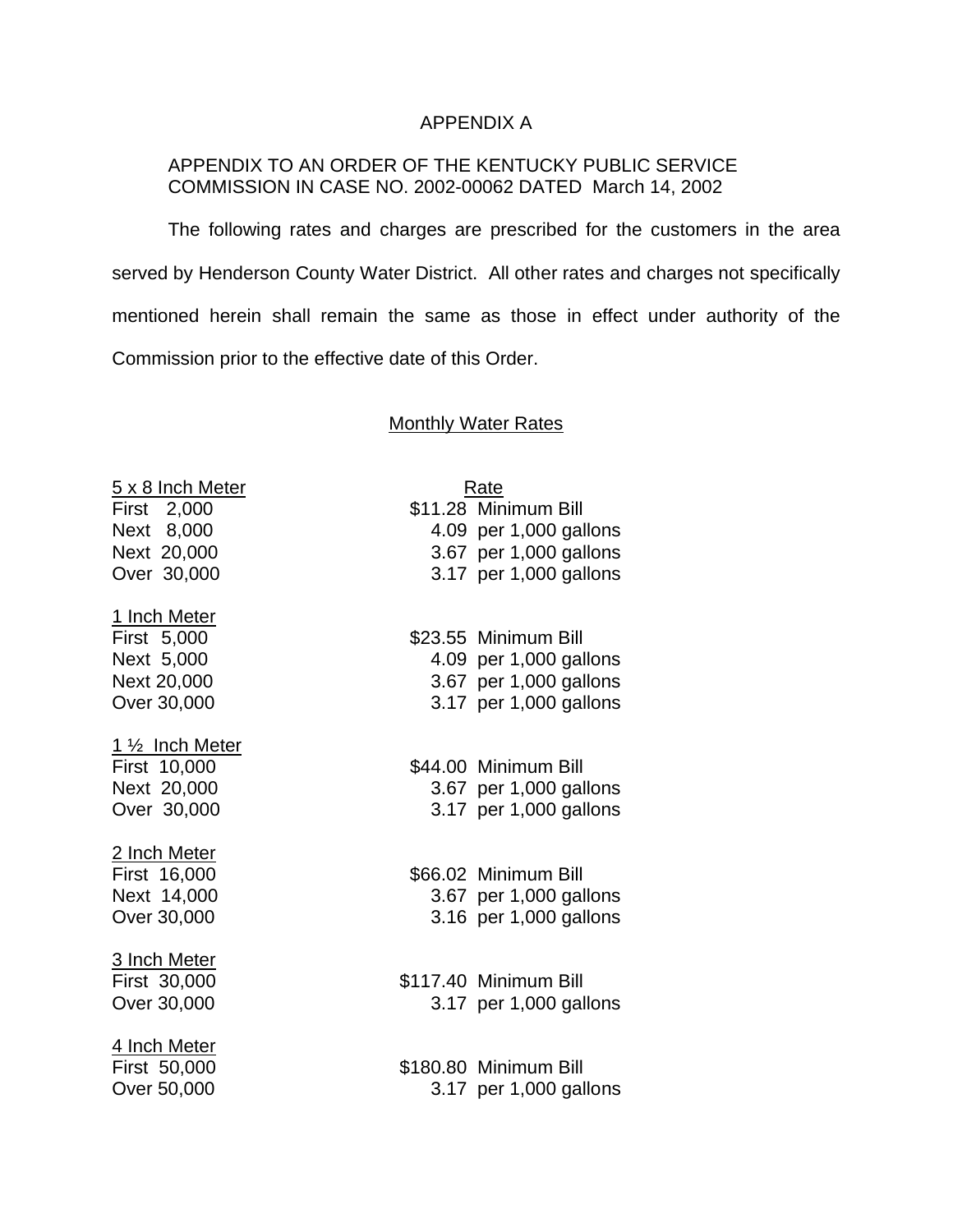APPENDIX A

APPENDIX TO AN ORDER OF THE KENTUCKY PUBLIC SERVICE COMMISSION IN CASE NO. 2002-00062 DATED March 14, 2002

The following rates and charges are prescribed for the customers in the area served by Henderson County Water District. All other rates and charges not specifically mentioned herein shall remain the same as those in effect under authority of the Commission prior to the effective date of this Order.

Monthly Water Rates

| 5 x 8 Inch Meter | Rate |
|---|---|
| First 2,000 | $11.28 Minimum Bill |
| Next 8,000 | 4.09 per 1,000 gallons |
| Next 20,000 | 3.67 per 1,000 gallons |
| Over 30,000 | 3.17 per 1,000 gallons |
| **1 Inch Meter** | |
| First 5,000 | $23.55 Minimum Bill |
| Next 5,000 | 4.09 per 1,000 gallons |
| Next 20,000 | 3.67 per 1,000 gallons |
| Over 30,000 | 3.17 per 1,000 gallons |
| **1 ½ Inch Meter** | |
| First 10,000 | $44.00 Minimum Bill |
| Next 20,000 | 3.67 per 1,000 gallons |
| Over 30,000 | 3.17 per 1,000 gallons |
| **2 Inch Meter** | |
| First 16,000 | $66.02 Minimum Bill |
| Next 14,000 | 3.67 per 1,000 gallons |
| Over 30,000 | 3.16 per 1,000 gallons |
| **3 Inch Meter** | |
| First 30,000 | $117.40 Minimum Bill |
| Over 30,000 | 3.17 per 1,000 gallons |
| **4 Inch Meter** | |
| First 50,000 | $180.80 Minimum Bill |
| Over 50,000 | 3.17 per 1,000 gallons |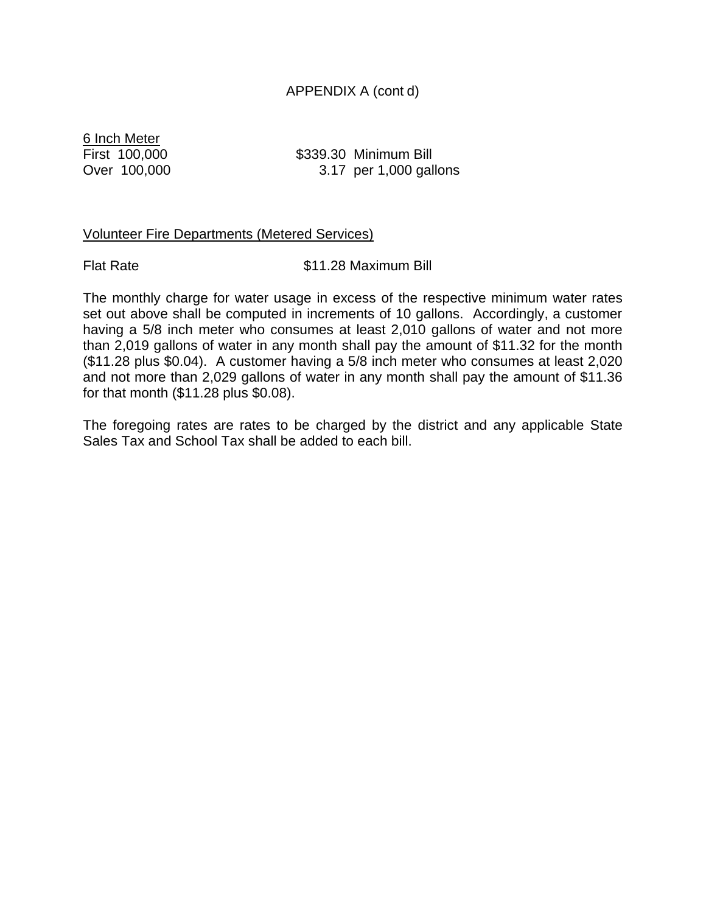APPENDIX A (cont d)

<u>6 Inch Meter</u>

| | |
|---|---|
| First 100,000 | \$339.30 Minimum Bill |
| Over 100,000 | 3.17 per 1,000 gallons |

<u>Volunteer Fire Departments (Metered Services)</u>

| | |
|---|---|
| Flat Rate | \$11.28 Maximum Bill |

The monthly charge for water usage in excess of the respective minimum water rates set out above shall be computed in increments of 10 gallons. Accordingly, a customer having a 5/8 inch meter who consumes at least 2,010 gallons of water and not more than 2,019 gallons of water in any month shall pay the amount of \$11.32 for the month (\$11.28 plus \$0.04). A customer having a 5/8 inch meter who consumes at least 2,020 and not more than 2,029 gallons of water in any month shall pay the amount of \$11.36 for that month (\$11.28 plus \$0.08).

The foregoing rates are rates to be charged by the district and any applicable State Sales Tax and School Tax shall be added to each bill.